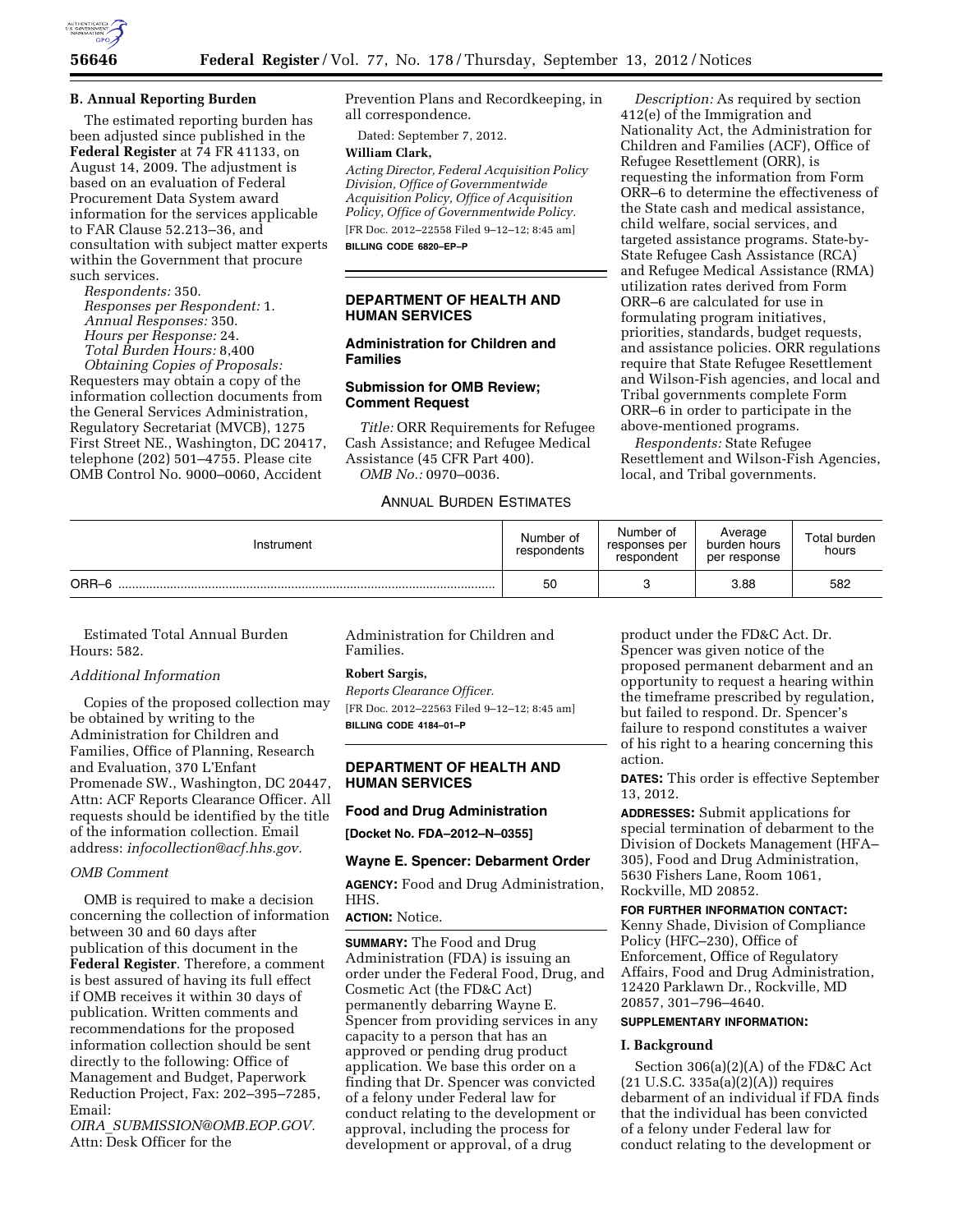### B. Annual Reporting Burden

The estimated reporting burden has been adjusted since published in the **Federal Register** at 74 FR 41133, on August 14, 2009. The adjustment is based on an evaluation of Federal Procurement Data System award information for the services applicable to FAR Clause 52.213–36, and consultation with subject matter experts within the Government that procure such services.

*Respondents:* 350.
*Responses per Respondent:* 1.
*Annual Responses:* 350.
*Hours per Response:* 24.
*Total Burden Hours:* 8,400
*Obtaining Copies of Proposals:* Requesters may obtain a copy of the information collection documents from the General Services Administration, Regulatory Secretariat (MVCB), 1275 First Street NE., Washington, DC 20417, telephone (202) 501–4755. Please cite OMB Control No. 9000–0060, Accident Prevention Plans and Recordkeeping, in all correspondence.

Dated: September 7, 2012.

**William Clark,**

*Acting Director, Federal Acquisition Policy Division, Office of Governmentwide Acquisition Policy, Office of Acquisition Policy, Office of Governmentwide Policy.*

[FR Doc. 2012–22558 Filed 9–12–12; 8:45 am]

**BILLING CODE 6820–EP–P**

## DEPARTMENT OF HEALTH AND HUMAN SERVICES

### Administration for Children and Families

### Submission for OMB Review; Comment Request

*Title:* ORR Requirements for Refugee Cash Assistance; and Refugee Medical Assistance (45 CFR Part 400).

*OMB No.:* 0970–0036.

*Description:* As required by section 412(e) of the Immigration and Nationality Act, the Administration for Children and Families (ACF), Office of Refugee Resettlement (ORR), is requesting the information from Form ORR–6 to determine the effectiveness of the State cash and medical assistance, child welfare, social services, and targeted assistance programs. State-by-State Refugee Cash Assistance (RCA) and Refugee Medical Assistance (RMA) utilization rates derived from Form ORR–6 are calculated for use in formulating program initiatives, priorities, standards, budget requests, and assistance policies. ORR regulations require that State Refugee Resettlement and Wilson-Fish agencies, and local and Tribal governments complete Form ORR–6 in order to participate in the above-mentioned programs.

*Respondents:* State Refugee Resettlement and Wilson-Fish Agencies, local, and Tribal governments.

ANNUAL BURDEN ESTIMATES

| Instrument | Number of respondents | Number of responses per respondent | Average burden hours per response | Total burden hours |
|---|---|---|---|---|
| ORR–6 | 50 | 3 | 3.88 | 582 |

Estimated Total Annual Burden Hours: 582.

*Additional Information*

Copies of the proposed collection may be obtained by writing to the Administration for Children and Families, Office of Planning, Research and Evaluation, 370 L'Enfant Promenade SW., Washington, DC 20447, Attn: ACF Reports Clearance Officer. All requests should be identified by the title of the information collection. Email address: *infocollection@acf.hhs.gov.*

*OMB Comment*

OMB is required to make a decision concerning the collection of information between 30 and 60 days after publication of this document in the **Federal Register**. Therefore, a comment is best assured of having its full effect if OMB receives it within 30 days of publication. Written comments and recommendations for the proposed information collection should be sent directly to the following: Office of Management and Budget, Paperwork Reduction Project, Fax: 202–395–7285, Email: *OIRA_SUBMISSION@OMB.EOP.GOV.* Attn: Desk Officer for the Administration for Children and Families.

**Robert Sargis,**

*Reports Clearance Officer.*

[FR Doc. 2012–22563 Filed 9–12–12; 8:45 am]

**BILLING CODE 4184–01–P**

## DEPARTMENT OF HEALTH AND HUMAN SERVICES

### Food and Drug Administration

**[Docket No. FDA–2012–N–0355]**

### Wayne E. Spencer: Debarment Order

**AGENCY:** Food and Drug Administration, HHS.

**ACTION:** Notice.

**SUMMARY:** The Food and Drug Administration (FDA) is issuing an order under the Federal Food, Drug, and Cosmetic Act (the FD&C Act) permanently debarring Wayne E. Spencer from providing services in any capacity to a person that has an approved or pending drug product application. We base this order on a finding that Dr. Spencer was convicted of a felony under Federal law for conduct relating to the development or approval, including the process for development or approval, of a drug product under the FD&C Act. Dr. Spencer was given notice of the proposed permanent debarment and an opportunity to request a hearing within the timeframe prescribed by regulation, but failed to respond. Dr. Spencer's failure to respond constitutes a waiver of his right to a hearing concerning this action.

**DATES:** This order is effective September 13, 2012.

**ADDRESSES:** Submit applications for special termination of debarment to the Division of Dockets Management (HFA–305), Food and Drug Administration, 5630 Fishers Lane, Room 1061, Rockville, MD 20852.

**FOR FURTHER INFORMATION CONTACT:** Kenny Shade, Division of Compliance Policy (HFC–230), Office of Enforcement, Office of Regulatory Affairs, Food and Drug Administration, 12420 Parklawn Dr., Rockville, MD 20857, 301–796–4640.

**SUPPLEMENTARY INFORMATION:**

### I. Background

Section 306(a)(2)(A) of the FD&C Act (21 U.S.C. 335a(a)(2)(A)) requires debarment of an individual if FDA finds that the individual has been convicted of a felony under Federal law for conduct relating to the development or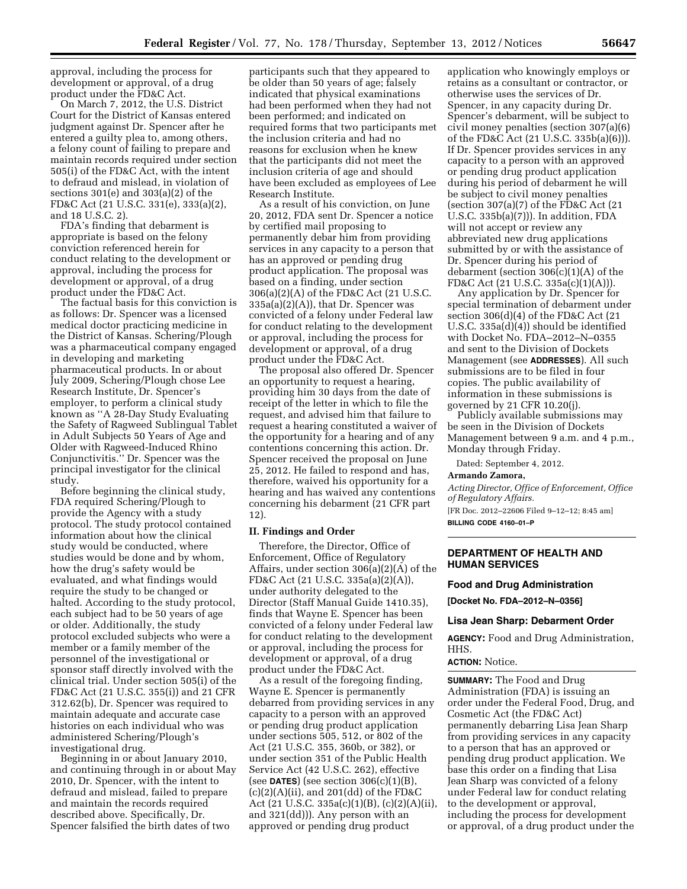approval, including the process for development or approval, of a drug product under the FD&C Act.

On March 7, 2012, the U.S. District Court for the District of Kansas entered judgment against Dr. Spencer after he entered a guilty plea to, among others, a felony count of failing to prepare and maintain records required under section 505(i) of the FD&C Act, with the intent to defraud and mislead, in violation of sections 301(e) and 303(a)(2) of the FD&C Act (21 U.S.C. 331(e), 333(a)(2), and 18 U.S.C. 2).

FDA's finding that debarment is appropriate is based on the felony conviction referenced herein for conduct relating to the development or approval, including the process for development or approval, of a drug product under the FD&C Act.

The factual basis for this conviction is as follows: Dr. Spencer was a licensed medical doctor practicing medicine in the District of Kansas. Schering/Plough was a pharmaceutical company engaged in developing and marketing pharmaceutical products. In or about July 2009, Schering/Plough chose Lee Research Institute, Dr. Spencer's employer, to perform a clinical study known as "A 28-Day Study Evaluating the Safety of Ragweed Sublingual Tablet in Adult Subjects 50 Years of Age and Older with Ragweed-Induced Rhino Conjunctivitis." Dr. Spencer was the principal investigator for the clinical study.

Before beginning the clinical study, FDA required Schering/Plough to provide the Agency with a study protocol. The study protocol contained information about how the clinical study would be conducted, where studies would be done and by whom, how the drug's safety would be evaluated, and what findings would require the study to be changed or halted. According to the study protocol, each subject had to be 50 years of age or older. Additionally, the study protocol excluded subjects who were a member or a family member of the personnel of the investigational or sponsor staff directly involved with the clinical trial. Under section 505(i) of the FD&C Act (21 U.S.C. 355(i)) and 21 CFR 312.62(b), Dr. Spencer was required to maintain adequate and accurate case histories on each individual who was administered Schering/Plough's investigational drug.

Beginning in or about January 2010, and continuing through in or about May 2010, Dr. Spencer, with the intent to defraud and mislead, failed to prepare and maintain the records required described above. Specifically, Dr. Spencer falsified the birth dates of two participants such that they appeared to be older than 50 years of age; falsely indicated that physical examinations had been performed when they had not been performed; and indicated on required forms that two participants met the inclusion criteria and had no reasons for exclusion when he knew that the participants did not meet the inclusion criteria of age and should have been excluded as employees of Lee Research Institute.

As a result of his conviction, on June 20, 2012, FDA sent Dr. Spencer a notice by certified mail proposing to permanently debar him from providing services in any capacity to a person that has an approved or pending drug product application. The proposal was based on a finding, under section 306(a)(2)(A) of the FD&C Act (21 U.S.C. 335a(a)(2)(A)), that Dr. Spencer was convicted of a felony under Federal law for conduct relating to the development or approval, including the process for development or approval, of a drug product under the FD&C Act.

The proposal also offered Dr. Spencer an opportunity to request a hearing, providing him 30 days from the date of receipt of the letter in which to file the request, and advised him that failure to request a hearing constituted a waiver of the opportunity for a hearing and of any contentions concerning this action. Dr. Spencer received the proposal on June 25, 2012. He failed to respond and has, therefore, waived his opportunity for a hearing and has waived any contentions concerning his debarment (21 CFR part 12).

## II. Findings and Order

Therefore, the Director, Office of Enforcement, Office of Regulatory Affairs, under section 306(a)(2)(A) of the FD&C Act (21 U.S.C. 335a(a)(2)(A)), under authority delegated to the Director (Staff Manual Guide 1410.35), finds that Wayne E. Spencer has been convicted of a felony under Federal law for conduct relating to the development or approval, including the process for development or approval, of a drug product under the FD&C Act.

As a result of the foregoing finding, Wayne E. Spencer is permanently debarred from providing services in any capacity to a person with an approved or pending drug product application under sections 505, 512, or 802 of the Act (21 U.S.C. 355, 360b, or 382), or under section 351 of the Public Health Service Act (42 U.S.C. 262), effective (see **DATES**) (see section 306(c)(1)(B), (c)(2)(A)(ii), and 201(dd) of the FD&C Act (21 U.S.C. 335a(c)(1)(B), (c)(2)(A)(ii), and 321(dd))). Any person with an approved or pending drug product application who knowingly employs or retains as a consultant or contractor, or otherwise uses the services of Dr. Spencer, in any capacity during Dr. Spencer's debarment, will be subject to civil money penalties (section 307(a)(6) of the FD&C Act (21 U.S.C. 335b(a)(6))). If Dr. Spencer provides services in any capacity to a person with an approved or pending drug product application during his period of debarment he will be subject to civil money penalties (section 307(a)(7) of the FD&C Act (21 U.S.C. 335b(a)(7))). In addition, FDA will not accept or review any abbreviated new drug applications submitted by or with the assistance of Dr. Spencer during his period of debarment (section 306(c)(1)(A) of the FD&C Act (21 U.S.C. 335a(c)(1)(A))).

Any application by Dr. Spencer for special termination of debarment under section 306(d)(4) of the FD&C Act (21 U.S.C. 335a(d)(4)) should be identified with Docket No. FDA–2012–N–0355 and sent to the Division of Dockets Management (see **ADDRESSES**). All such submissions are to be filed in four copies. The public availability of information in these submissions is governed by 21 CFR 10.20(j).

Publicly available submissions may be seen in the Division of Dockets Management between 9 a.m. and 4 p.m., Monday through Friday.

Dated: September 4, 2012.

**Armando Zamora,**

*Acting Director, Office of Enforcement, Office of Regulatory Affairs.*

[FR Doc. 2012–22606 Filed 9–12–12; 8:45 am]

**BILLING CODE 4160–01–P**

---

## DEPARTMENT OF HEALTH AND HUMAN SERVICES

### Food and Drug Administration

**[Docket No. FDA–2012–N–0356]**

### Lisa Jean Sharp: Debarment Order

**AGENCY:** Food and Drug Administration, HHS.

**ACTION:** Notice.

**SUMMARY:** The Food and Drug Administration (FDA) is issuing an order under the Federal Food, Drug, and Cosmetic Act (the FD&C Act) permanently debarring Lisa Jean Sharp from providing services in any capacity to a person that has an approved or pending drug product application. We base this order on a finding that Lisa Jean Sharp was convicted of a felony under Federal law for conduct relating to the development or approval, including the process for development or approval, of a drug product under the